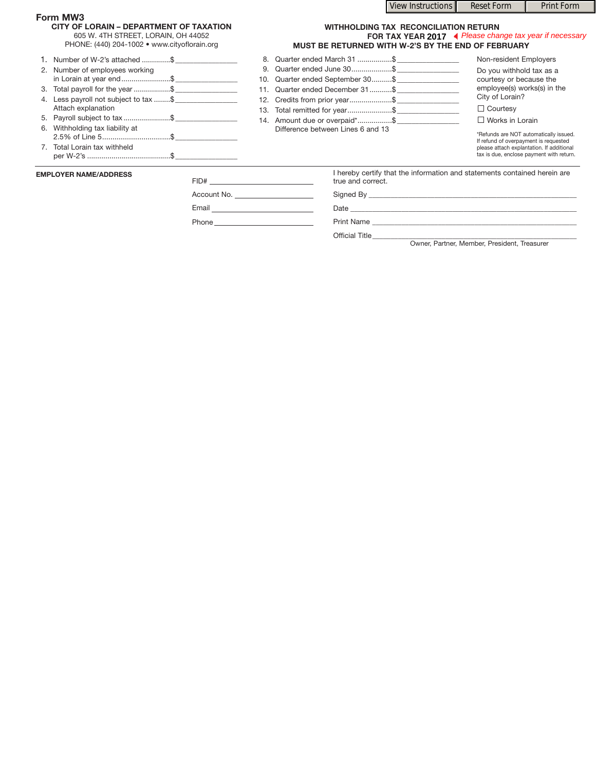View Instructions | Reset Form | Print Form

**Form MW3**

**CITY OF LORAIN – DEPARTMENT OF TAXATION**

605 W. 4TH STREET, LORAIN, OH 44052

PHONE: (440) 204-1002 • www.cityoflorain.org

**WITHHOLDING TAX RECONCILIATION RETURN**

**FOR TAX YEAR 2017** ◀ *Please change tax year if necessary*

**MUST BE RETURNED WITH W-2'S BY THE END OF FEBRUARY**

1. Number of W-2's attached ..............$ ________________
2. Number of employees working in Lorain at year end........................$ ________________
3. Total payroll for the year ..................$ ________________
4. Less payroll not subject to tax ........$ ________________ Attach explanation
5. Payroll subject to tax .......................$ ________________
6. Withholding tax liability at 2.5% of Line 5.................................$ ________________
7. Total Lorain tax withheld per W-2's .........................................$ ________________
8. Quarter ended March 31 .................$ ________________
9. Quarter ended June 30....................$ ________________
10. Quarter ended September 30..........$ ________________
11. Quarter ended December 31...........$ ________________
12. Credits from prior year.....................$ ________________
13. Total remitted for year......................$ ________________
14. Amount due or overpaid*.................$ ________________ Difference between Lines 6 and 13

Non-resident Employers

Do you withhold tax as a courtesy or because the employee(s) works(s) in the City of Lorain?

☐ Courtesy

☐ Works in Lorain

*Refunds are NOT automatically issued. If refund of overpayment is requested please attach explantation. If additional tax is due, enclose payment with return.

**EMPLOYER NAME/ADDRESS**

FID# ________________________

Account No. ________________________

Email ________________________

Phone ________________________

I hereby certify that the information and statements contained herein are true and correct.

Signed By ________________________________________

Date ________________________________________

Print Name ________________________________________

Official Title ________________________________________
Owner, Partner, Member, President, Treasurer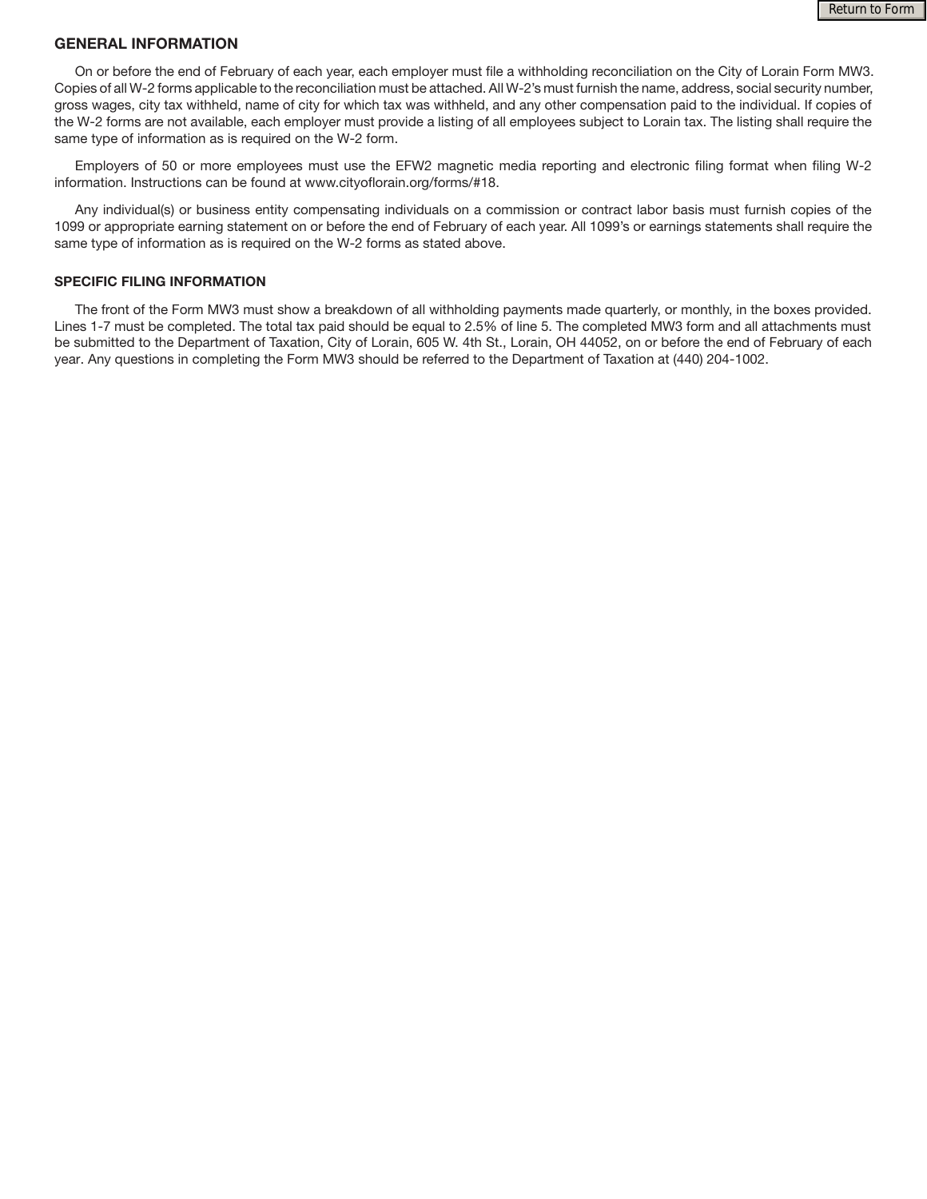## GENERAL INFORMATION

On or before the end of February of each year, each employer must file a withholding reconciliation on the City of Lorain Form MW3. Copies of all W-2 forms applicable to the reconciliation must be attached. All W-2's must furnish the name, address, social security number, gross wages, city tax withheld, name of city for which tax was withheld, and any other compensation paid to the individual. If copies of the W-2 forms are not available, each employer must provide a listing of all employees subject to Lorain tax. The listing shall require the same type of information as is required on the W-2 form.

Employers of 50 or more employees must use the EFW2 magnetic media reporting and electronic filing format when filing W-2 information. Instructions can be found at www.cityoflorain.org/forms/#18.

Any individual(s) or business entity compensating individuals on a commission or contract labor basis must furnish copies of the 1099 or appropriate earning statement on or before the end of February of each year. All 1099's or earnings statements shall require the same type of information as is required on the W-2 forms as stated above.

## SPECIFIC FILING INFORMATION

The front of the Form MW3 must show a breakdown of all withholding payments made quarterly, or monthly, in the boxes provided. Lines 1-7 must be completed. The total tax paid should be equal to 2.5% of line 5. The completed MW3 form and all attachments must be submitted to the Department of Taxation, City of Lorain, 605 W. 4th St., Lorain, OH 44052, on or before the end of February of each year. Any questions in completing the Form MW3 should be referred to the Department of Taxation at (440) 204-1002.